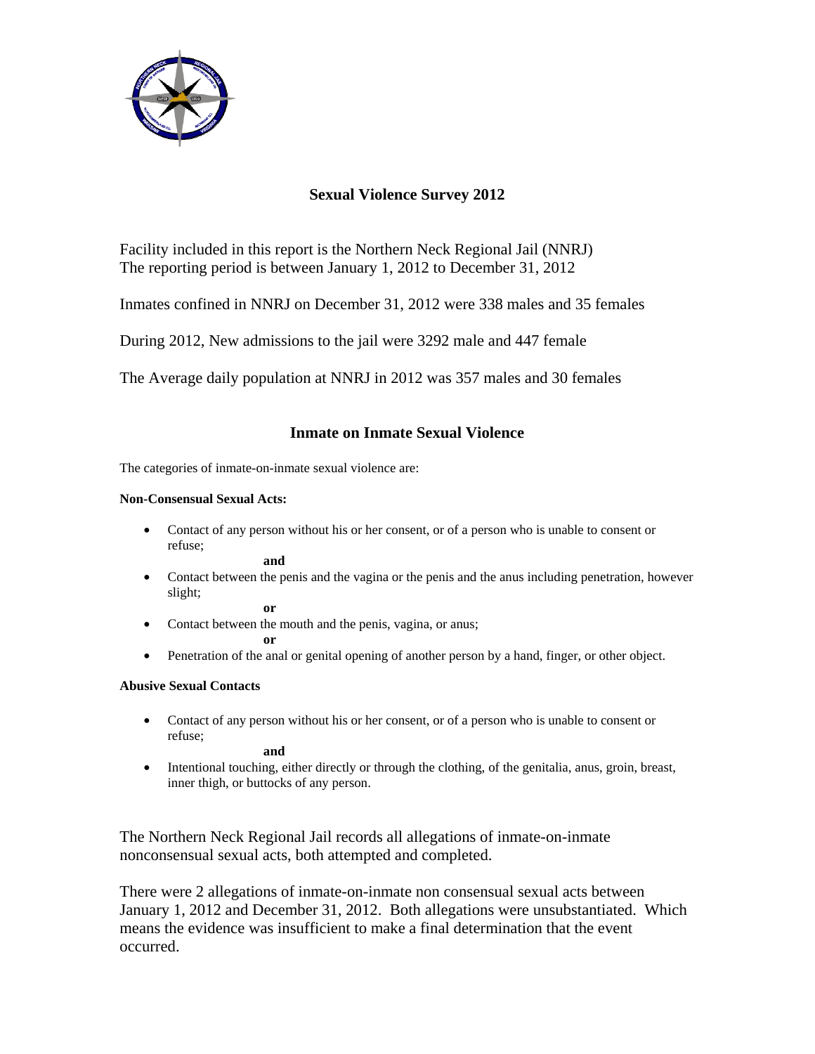# Sexual Violence Survey 2012

Facility included in this report is the Northern Neck Regional Jail (NNRJ)
The reporting period is between January 1, 2012 to December 31, 2012

Inmates confined in NNRJ on December 31, 2012 were 338 males and 35 females

During 2012, New admissions to the jail were 3292 male and 447 female

The Average daily population at NNRJ in 2012 was 357 males and 30 females

## Inmate on Inmate Sexual Violence

The categories of inmate-on-inmate sexual violence are:

**Non-Consensual Sexual Acts:**

- Contact of any person without his or her consent, or of a person who is unable to consent or refuse;

  **and**

- Contact between the penis and the vagina or the penis and the anus including penetration, however slight;

  **or**

- Contact between the mouth and the penis, vagina, or anus;

  **or**

- Penetration of the anal or genital opening of another person by a hand, finger, or other object.

**Abusive Sexual Contacts**

- Contact of any person without his or her consent, or of a person who is unable to consent or refuse;

  **and**

- Intentional touching, either directly or through the clothing, of the genitalia, anus, groin, breast, inner thigh, or buttocks of any person.

The Northern Neck Regional Jail records all allegations of inmate-on-inmate nonconsensual sexual acts, both attempted and completed.

There were 2 allegations of inmate-on-inmate non consensual sexual acts between January 1, 2012 and December 31, 2012. Both allegations were unsubstantiated. Which means the evidence was insufficient to make a final determination that the event occurred.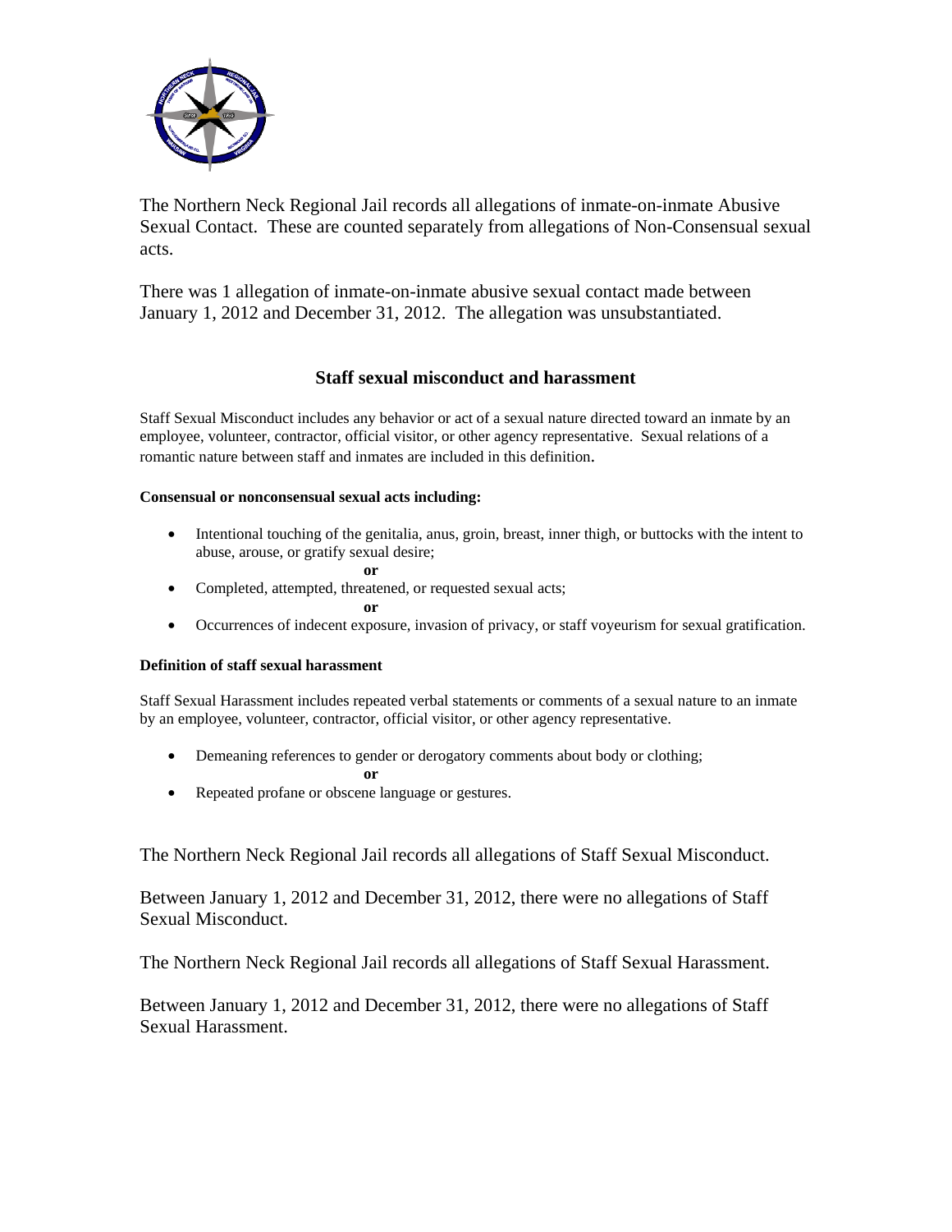The Northern Neck Regional Jail records all allegations of inmate-on-inmate Abusive Sexual Contact. These are counted separately from allegations of Non-Consensual sexual acts.

There was 1 allegation of inmate-on-inmate abusive sexual contact made between January 1, 2012 and December 31, 2012. The allegation was unsubstantiated.

## Staff sexual misconduct and harassment

Staff Sexual Misconduct includes any behavior or act of a sexual nature directed toward an inmate by an employee, volunteer, contractor, official visitor, or other agency representative. Sexual relations of a romantic nature between staff and inmates are included in this definition.

**Consensual or nonconsensual sexual acts including:**

- Intentional touching of the genitalia, anus, groin, breast, inner thigh, or buttocks with the intent to abuse, arouse, or gratify sexual desire;

  **or**
- Completed, attempted, threatened, or requested sexual acts;

  **or**
- Occurrences of indecent exposure, invasion of privacy, or staff voyeurism for sexual gratification.

**Definition of staff sexual harassment**

Staff Sexual Harassment includes repeated verbal statements or comments of a sexual nature to an inmate by an employee, volunteer, contractor, official visitor, or other agency representative.

- Demeaning references to gender or derogatory comments about body or clothing;

  **or**
- Repeated profane or obscene language or gestures.

The Northern Neck Regional Jail records all allegations of Staff Sexual Misconduct.

Between January 1, 2012 and December 31, 2012, there were no allegations of Staff Sexual Misconduct.

The Northern Neck Regional Jail records all allegations of Staff Sexual Harassment.

Between January 1, 2012 and December 31, 2012, there were no allegations of Staff Sexual Harassment.